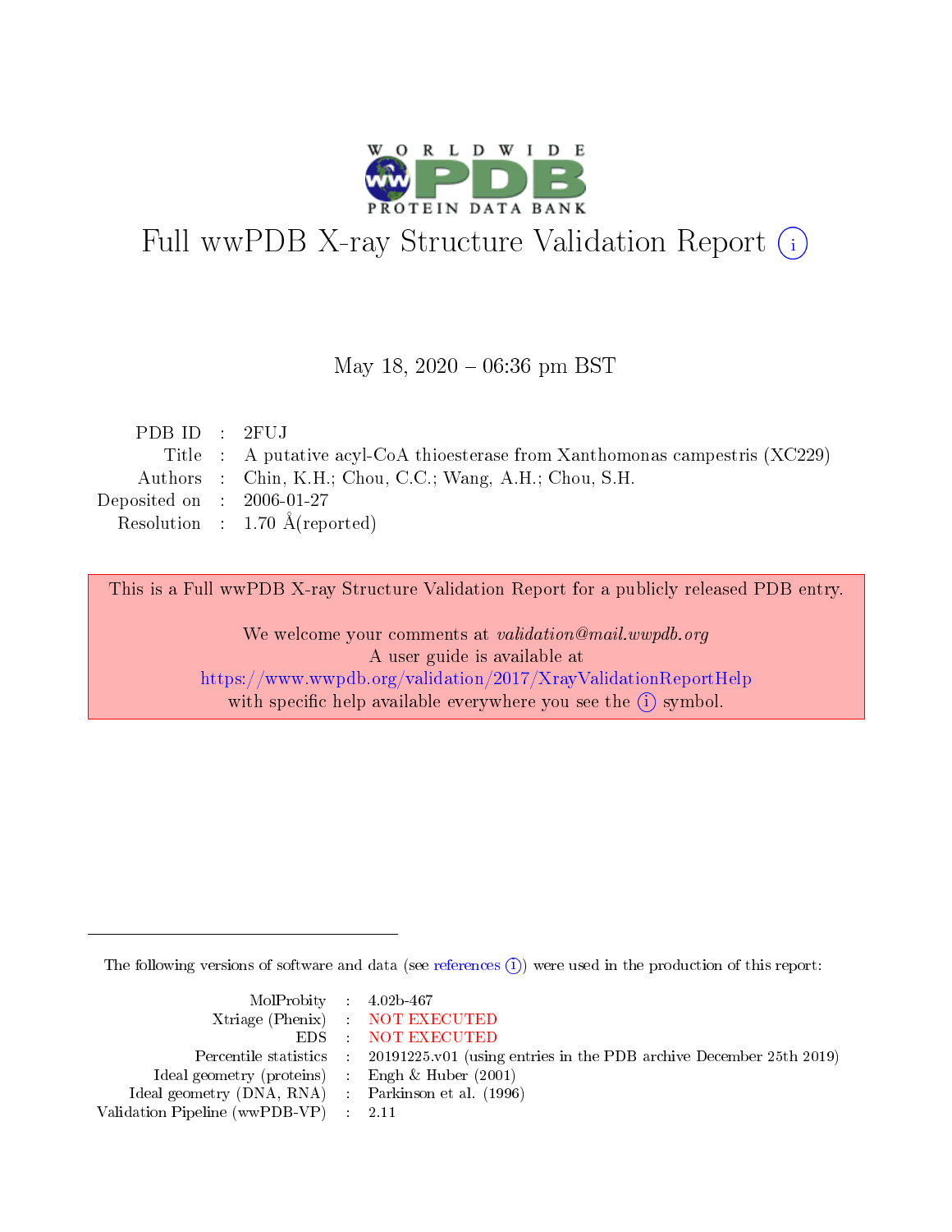# Full wwPDB X-ray Structure Validation Report (i)

May 18, 2020 – 06:36 pm BST

| | | |
|---|---|---|
| PDB ID | : | 2FUJ |
| Title | : | A putative acyl-CoA thioesterase from Xanthomonas campestris (XC229) |
| Authors | : | Chin, K.H.; Chou, C.C.; Wang, A.H.; Chou, S.H. |
| Deposited on | : | 2006-01-27 |
| Resolution | : | 1.70 Å(reported) |

This is a Full wwPDB X-ray Structure Validation Report for a publicly released PDB entry.

We welcome your comments at *validation@mail.wwpdb.org*
A user guide is available at
https://www.wwpdb.org/validation/2017/XrayValidationReportHelp
with specific help available everywhere you see the (i) symbol.

The following versions of software and data (see references (i)) were used in the production of this report:

| | | |
|---|---|---|
| MolProbity | : | 4.02b-467 |
| Xtriage (Phenix) | : | NOT EXECUTED |
| EDS | : | NOT EXECUTED |
| Percentile statistics | : | 20191225.v01 (using entries in the PDB archive December 25th 2019) |
| Ideal geometry (proteins) | : | Engh & Huber (2001) |
| Ideal geometry (DNA, RNA) | : | Parkinson et al. (1996) |
| Validation Pipeline (wwPDB-VP) | : | 2.11 |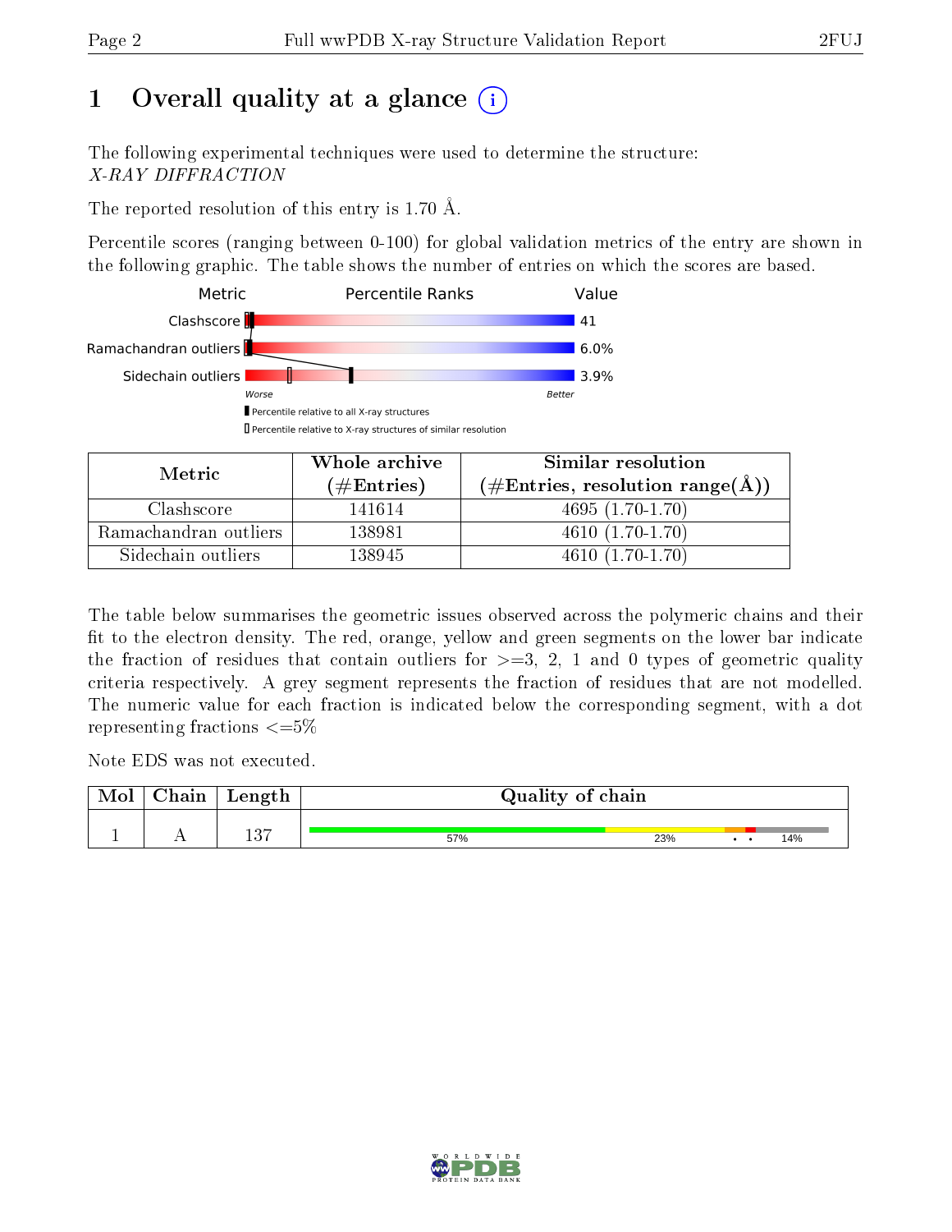# 1 Overall quality at a glance

The following experimental techniques were used to determine the structure:
*X-RAY DIFFRACTION*

The reported resolution of this entry is 1.70 Å.

Percentile scores (ranging between 0-100) for global validation metrics of the entry are shown in the following graphic. The table shows the number of entries on which the scores are based.

| Metric | Value |
|---|---|
| Clashscore | 41 |
| Ramachandran outliers | 6.0% |
| Sidechain outliers | 3.9% |

| Metric | Whole archive (#Entries) | Similar resolution (#Entries, resolution range(Å)) |
|---|---|---|
| Clashscore | 141614 | 4695 (1.70-1.70) |
| Ramachandran outliers | 138981 | 4610 (1.70-1.70) |
| Sidechain outliers | 138945 | 4610 (1.70-1.70) |

The table below summarises the geometric issues observed across the polymeric chains and their fit to the electron density. The red, orange, yellow and green segments on the lower bar indicate the fraction of residues that contain outliers for >=3, 2, 1 and 0 types of geometric quality criteria respectively. A grey segment represents the fraction of residues that are not modelled. The numeric value for each fraction is indicated below the corresponding segment, with a dot representing fractions <=5%

Note EDS was not executed.

| Mol | Chain | Length | Quality of chain |
|---|---|---|---|
| 1 | A | 137 | 57% 23% • • 14% |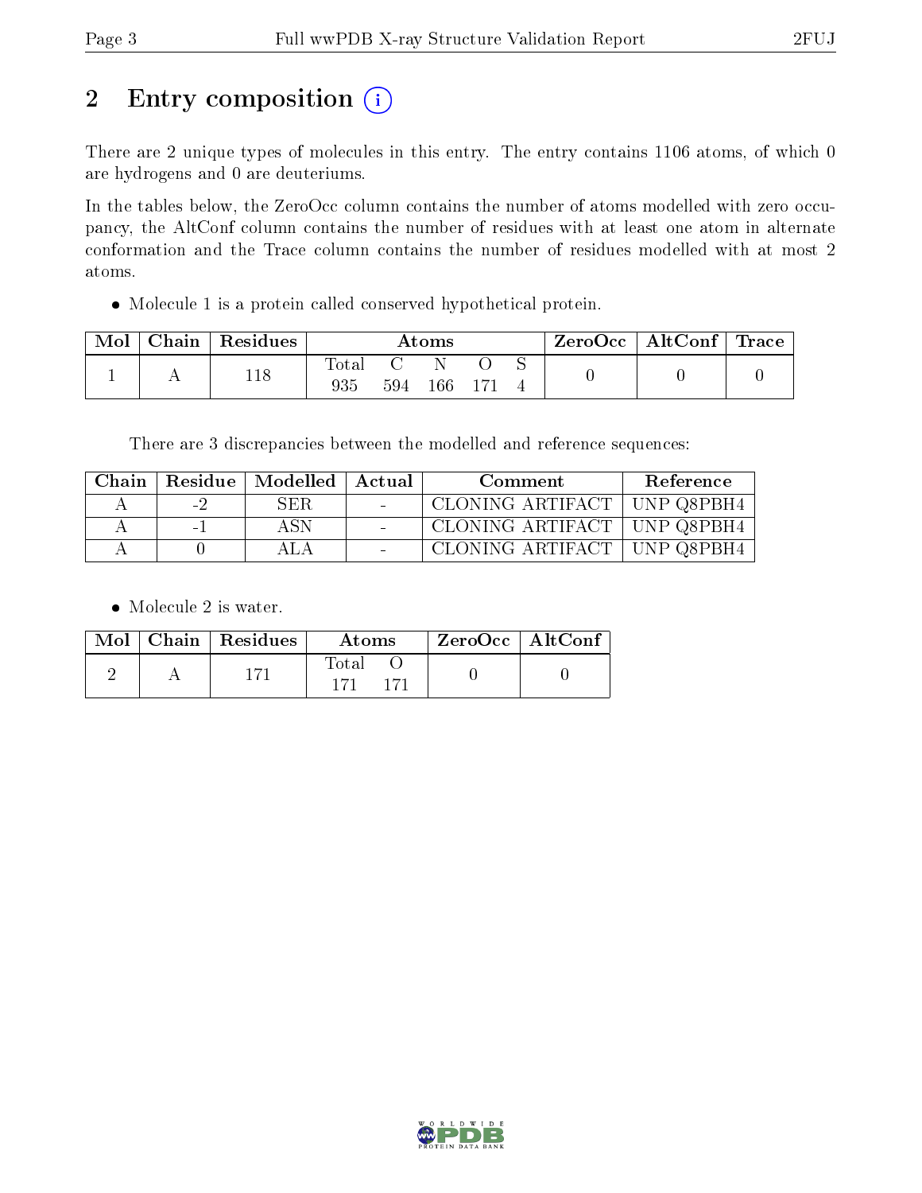# 2 Entry composition (i)

There are 2 unique types of molecules in this entry. The entry contains 1106 atoms, of which 0 are hydrogens and 0 are deuteriums.

In the tables below, the ZeroOcc column contains the number of atoms modelled with zero occupancy, the AltConf column contains the number of residues with at least one atom in alternate conformation and the Trace column contains the number of residues modelled with at most 2 atoms.

- Molecule 1 is a protein called conserved hypothetical protein.

| Mol | Chain | Residues | Atoms | | | | | ZeroOcc | AltConf | Trace |
|---|---|---|---|---|---|---|---|---|---|---|
| | | | Total | C | N | O | S | | | |
| 1 | A | 118 | 935 | 594 | 166 | 171 | 4 | 0 | 0 | 0 |

There are 3 discrepancies between the modelled and reference sequences:

| Chain | Residue | Modelled | Actual | Comment | Reference |
|---|---|---|---|---|---|
| A | -2 | SER | - | CLONING ARTIFACT | UNP Q8PBH4 |
| A | -1 | ASN | - | CLONING ARTIFACT | UNP Q8PBH4 |
| A | 0 | ALA | - | CLONING ARTIFACT | UNP Q8PBH4 |

- Molecule 2 is water.

| Mol | Chain | Residues | Atoms | | ZeroOcc | AltConf |
|---|---|---|---|---|---|---|
| | | | Total | O | | |
| 2 | A | 171 | 171 | 171 | 0 | 0 |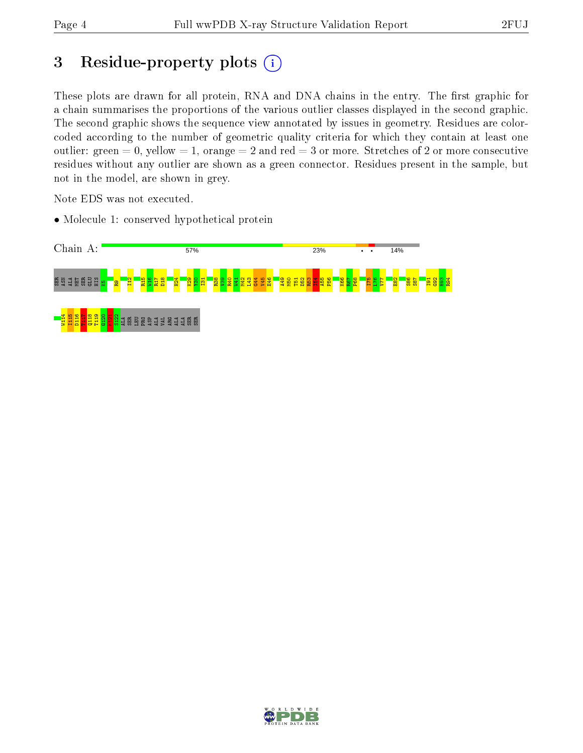# 3 Residue-property plots

These plots are drawn for all protein, RNA and DNA chains in the entry. The first graphic for a chain summarises the proportions of the various outlier classes displayed in the second graphic. The second graphic shows the sequence view annotated by issues in geometry. Residues are color-coded according to the number of geometric quality criteria for which they contain at least one outlier: green = 0, yellow = 1, orange = 2 and red = 3 or more. Stretches of 2 or more consecutive residues without any outlier are shown as a green connector. Residues present in the sample, but not in the model, are shown in grey.

Note EDS was not executed.

- Molecule 1: conserved hypothetical protein

Chain A: 57% 23% • • 14%

SER ASN ALA MET SER GLU HIS K5 R9 I12 R15 W16 R17 D18 H24 K29 Y30 I31 R38 V39 R40 W41 M42 L43 G44 V45 E46 A49 N50 T51 D52 R53 T54 A55 P56 K66 R67 P68 I75 L76 V77 E82 S86 S87 I91 G92 H93 R94 W114 I115 D116 T117 Q118 T119 G120 K121 S122 ALA SER LEU PRO ASP ALA VAL ARG ALA ALA SER SER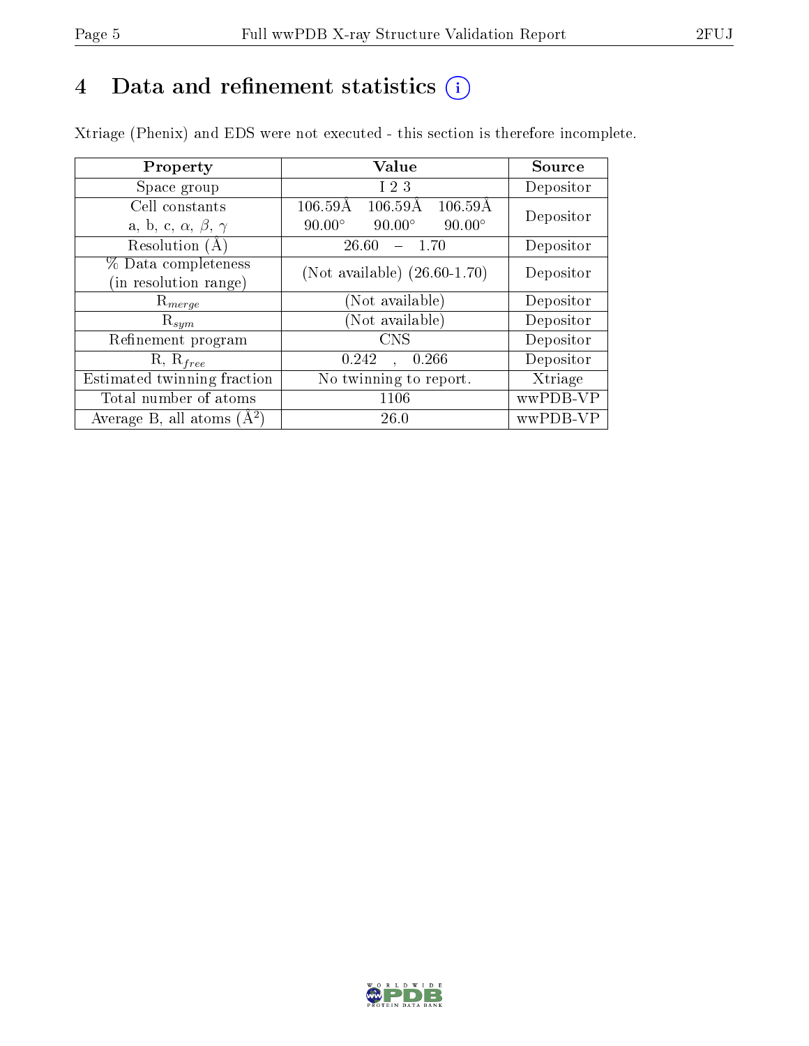# 4 Data and refinement statistics (i)

Xtriage (Phenix) and EDS were not executed - this section is therefore incomplete.

| Property | Value | Source |
|---|---|---|
| Space group | I 2 3 | Depositor |
| Cell constants<br>a, b, c, $\alpha$, $\beta$, $\gamma$ | 106.59Å 106.59Å 106.59Å<br>90.00° 90.00° 90.00° | Depositor |
| Resolution (Å) | 26.60 – 1.70 | Depositor |
| % Data completeness<br>(in resolution range) | (Not available) (26.60-1.70) | Depositor |
| $R_{merge}$ | (Not available) | Depositor |
| $R_{sym}$ | (Not available) | Depositor |
| Refinement program | CNS | Depositor |
| R, $R_{free}$ | 0.242 , 0.266 | Depositor |
| Estimated twinning fraction | No twinning to report. | Xtriage |
| Total number of atoms | 1106 | wwPDB-VP |
| Average B, all atoms (Å$^2$) | 26.0 | wwPDB-VP |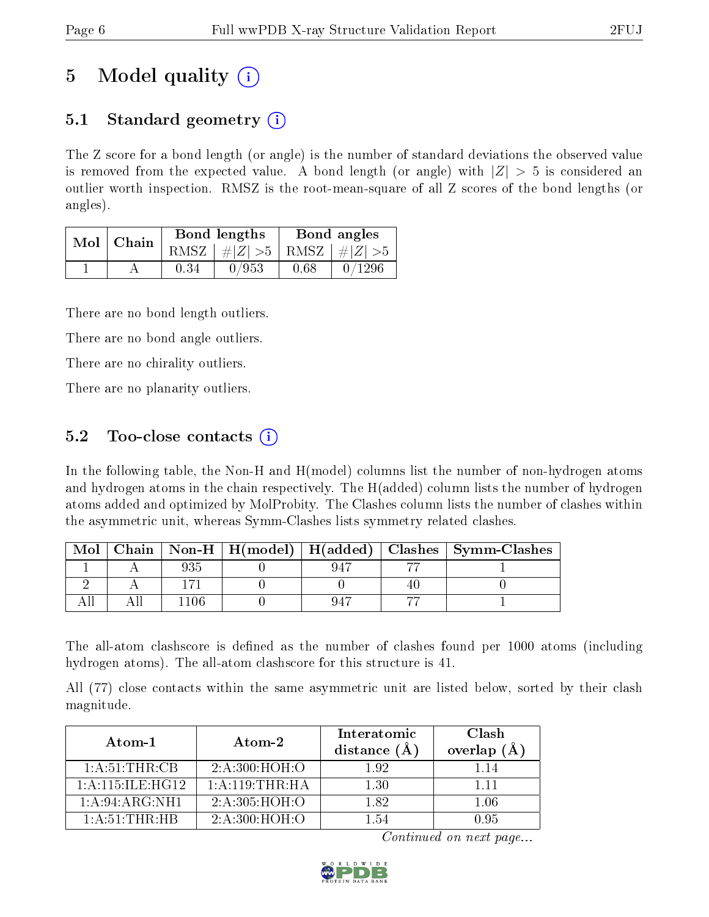# 5 Model quality (i)

## 5.1 Standard geometry (i)

The Z score for a bond length (or angle) is the number of standard deviations the observed value is removed from the expected value. A bond length (or angle) with $|Z| > 5$ is considered an outlier worth inspection. RMSZ is the root-mean-square of all Z scores of the bond lengths (or angles).

| Mol | Chain | Bond lengths | | Bond angles | |
|---|---|---|---|---|---|
| | | RMSZ | #\|Z\| >5 | RMSZ | #\|Z\| >5 |
| 1 | A | 0.34 | 0/953 | 0.68 | 0/1296 |

There are no bond length outliers.

There are no bond angle outliers.

There are no chirality outliers.

There are no planarity outliers.

## 5.2 Too-close contacts (i)

In the following table, the Non-H and H(model) columns list the number of non-hydrogen atoms and hydrogen atoms in the chain respectively. The H(added) column lists the number of hydrogen atoms added and optimized by MolProbity. The Clashes column lists the number of clashes within the asymmetric unit, whereas Symm-Clashes lists symmetry related clashes.

| Mol | Chain | Non-H | H(model) | H(added) | Clashes | Symm-Clashes |
|---|---|---|---|---|---|---|
| 1 | A | 935 | 0 | 947 | 77 | 1 |
| 2 | A | 171 | 0 | 0 | 40 | 0 |
| All | All | 1106 | 0 | 947 | 77 | 1 |

The all-atom clashscore is defined as the number of clashes found per 1000 atoms (including hydrogen atoms). The all-atom clashscore for this structure is 41.

All (77) close contacts within the same asymmetric unit are listed below, sorted by their clash magnitude.

| Atom-1 | Atom-2 | Interatomic distance (Å) | Clash overlap (Å) |
|---|---|---|---|
| 1:A:51:THR:CB | 2:A:300:HOH:O | 1.92 | 1.14 |
| 1:A:115:ILE:HG12 | 1:A:119:THR:HA | 1.30 | 1.11 |
| 1:A:94:ARG:NH1 | 2:A:305:HOH:O | 1.82 | 1.06 |
| 1:A:51:THR:HB | 2:A:300:HOH:O | 1.54 | 0.95 |

*Continued on next page...*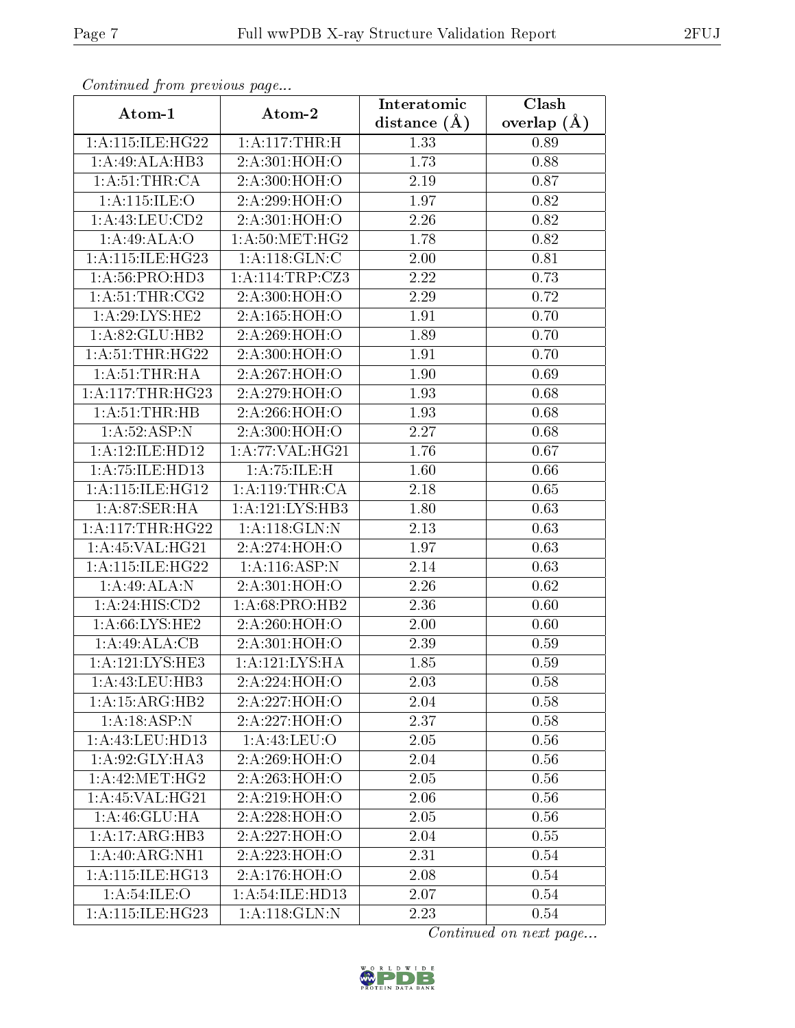*Continued from previous page...*

| Atom-1 | Atom-2 | Interatomic distance (Å) | Clash overlap (Å) |
|---|---|---|---|
| 1:A:115:ILE:HG22 | 1:A:117:THR:H | 1.33 | 0.89 |
| 1:A:49:ALA:HB3 | 2:A:301:HOH:O | 1.73 | 0.88 |
| 1:A:51:THR:CA | 2:A:300:HOH:O | 2.19 | 0.87 |
| 1:A:115:ILE:O | 2:A:299:HOH:O | 1.97 | 0.82 |
| 1:A:43:LEU:CD2 | 2:A:301:HOH:O | 2.26 | 0.82 |
| 1:A:49:ALA:O | 1:A:50:MET:HG2 | 1.78 | 0.82 |
| 1:A:115:ILE:HG23 | 1:A:118:GLN:C | 2.00 | 0.81 |
| 1:A:56:PRO:HD3 | 1:A:114:TRP:CZ3 | 2.22 | 0.73 |
| 1:A:51:THR:CG2 | 2:A:300:HOH:O | 2.29 | 0.72 |
| 1:A:29:LYS:HE2 | 2:A:165:HOH:O | 1.91 | 0.70 |
| 1:A:82:GLU:HB2 | 2:A:269:HOH:O | 1.89 | 0.70 |
| 1:A:51:THR:HG22 | 2:A:300:HOH:O | 1.91 | 0.70 |
| 1:A:51:THR:HA | 2:A:267:HOH:O | 1.90 | 0.69 |
| 1:A:117:THR:HG23 | 2:A:279:HOH:O | 1.93 | 0.68 |
| 1:A:51:THR:HB | 2:A:266:HOH:O | 1.93 | 0.68 |
| 1:A:52:ASP:N | 2:A:300:HOH:O | 2.27 | 0.68 |
| 1:A:12:ILE:HD12 | 1:A:77:VAL:HG21 | 1.76 | 0.67 |
| 1:A:75:ILE:HD13 | 1:A:75:ILE:H | 1.60 | 0.66 |
| 1:A:115:ILE:HG12 | 1:A:119:THR:CA | 2.18 | 0.65 |
| 1:A:87:SER:HA | 1:A:121:LYS:HB3 | 1.80 | 0.63 |
| 1:A:117:THR:HG22 | 1:A:118:GLN:N | 2.13 | 0.63 |
| 1:A:45:VAL:HG21 | 2:A:274:HOH:O | 1.97 | 0.63 |
| 1:A:115:ILE:HG22 | 1:A:116:ASP:N | 2.14 | 0.63 |
| 1:A:49:ALA:N | 2:A:301:HOH:O | 2.26 | 0.62 |
| 1:A:24:HIS:CD2 | 1:A:68:PRO:HB2 | 2.36 | 0.60 |
| 1:A:66:LYS:HE2 | 2:A:260:HOH:O | 2.00 | 0.60 |
| 1:A:49:ALA:CB | 2:A:301:HOH:O | 2.39 | 0.59 |
| 1:A:121:LYS:HE3 | 1:A:121:LYS:HA | 1.85 | 0.59 |
| 1:A:43:LEU:HB3 | 2:A:224:HOH:O | 2.03 | 0.58 |
| 1:A:15:ARG:HB2 | 2:A:227:HOH:O | 2.04 | 0.58 |
| 1:A:18:ASP:N | 2:A:227:HOH:O | 2.37 | 0.58 |
| 1:A:43:LEU:HD13 | 1:A:43:LEU:O | 2.05 | 0.56 |
| 1:A:92:GLY:HA3 | 2:A:269:HOH:O | 2.04 | 0.56 |
| 1:A:42:MET:HG2 | 2:A:263:HOH:O | 2.05 | 0.56 |
| 1:A:45:VAL:HG21 | 2:A:219:HOH:O | 2.06 | 0.56 |
| 1:A:46:GLU:HA | 2:A:228:HOH:O | 2.05 | 0.56 |
| 1:A:17:ARG:HB3 | 2:A:227:HOH:O | 2.04 | 0.55 |
| 1:A:40:ARG:NH1 | 2:A:223:HOH:O | 2.31 | 0.54 |
| 1:A:115:ILE:HG13 | 2:A:176:HOH:O | 2.08 | 0.54 |
| 1:A:54:ILE:O | 1:A:54:ILE:HD13 | 2.07 | 0.54 |
| 1:A:115:ILE:HG23 | 1:A:118:GLN:N | 2.23 | 0.54 |

*Continued on next page...*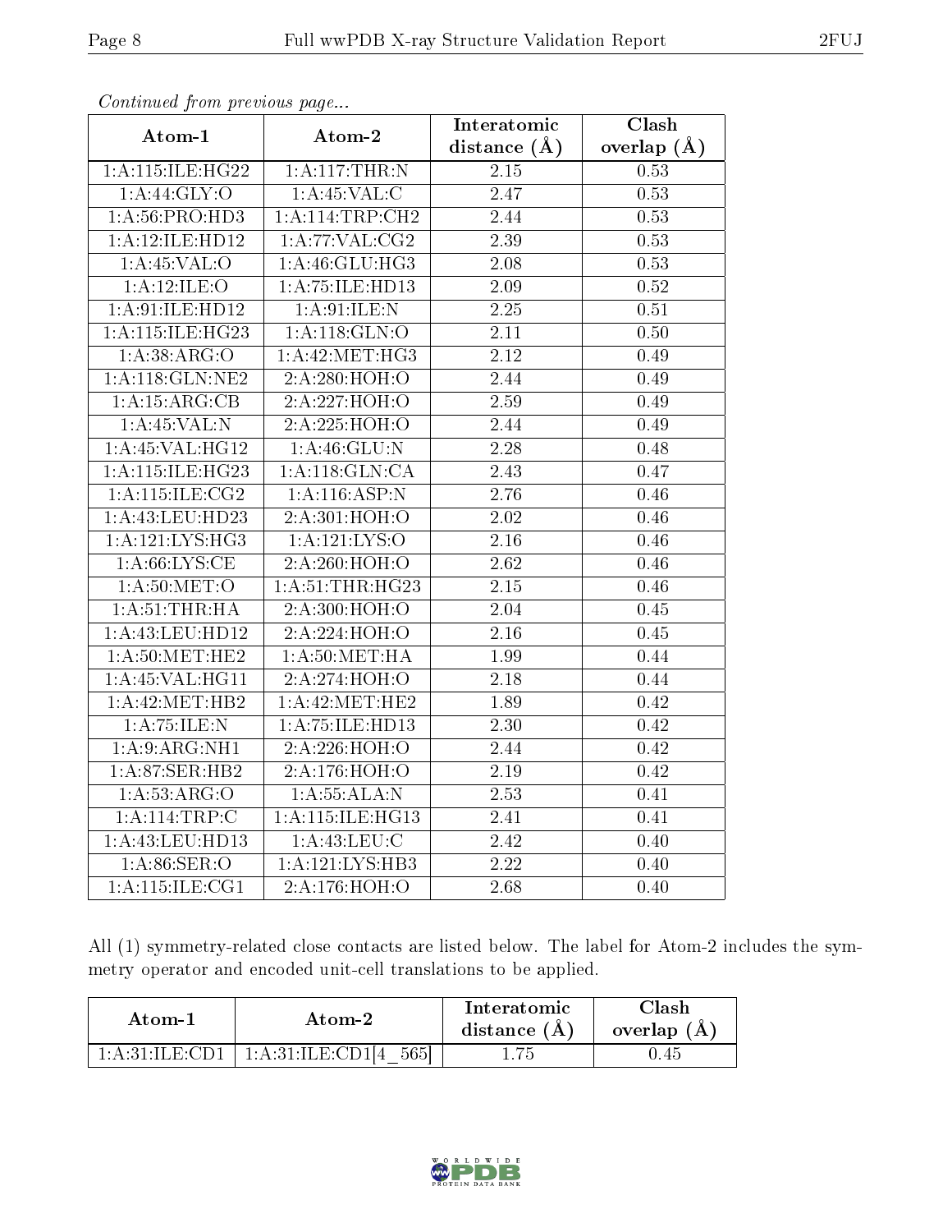*Continued from previous page...*

| Atom-1 | Atom-2 | Interatomic distance (Å) | Clash overlap (Å) |
|---|---|---|---|
| 1:A:115:ILE:HG22 | 1:A:117:THR:N | 2.15 | 0.53 |
| 1:A:44:GLY:O | 1:A:45:VAL:C | 2.47 | 0.53 |
| 1:A:56:PRO:HD3 | 1:A:114:TRP:CH2 | 2.44 | 0.53 |
| 1:A:12:ILE:HD12 | 1:A:77:VAL:CG2 | 2.39 | 0.53 |
| 1:A:45:VAL:O | 1:A:46:GLU:HG3 | 2.08 | 0.53 |
| 1:A:12:ILE:O | 1:A:75:ILE:HD13 | 2.09 | 0.52 |
| 1:A:91:ILE:HD12 | 1:A:91:ILE:N | 2.25 | 0.51 |
| 1:A:115:ILE:HG23 | 1:A:118:GLN:O | 2.11 | 0.50 |
| 1:A:38:ARG:O | 1:A:42:MET:HG3 | 2.12 | 0.49 |
| 1:A:118:GLN:NE2 | 2:A:280:HOH:O | 2.44 | 0.49 |
| 1:A:15:ARG:CB | 2:A:227:HOH:O | 2.59 | 0.49 |
| 1:A:45:VAL:N | 2:A:225:HOH:O | 2.44 | 0.49 |
| 1:A:45:VAL:HG12 | 1:A:46:GLU:N | 2.28 | 0.48 |
| 1:A:115:ILE:HG23 | 1:A:118:GLN:CA | 2.43 | 0.47 |
| 1:A:115:ILE:CG2 | 1:A:116:ASP:N | 2.76 | 0.46 |
| 1:A:43:LEU:HD23 | 2:A:301:HOH:O | 2.02 | 0.46 |
| 1:A:121:LYS:HG3 | 1:A:121:LYS:O | 2.16 | 0.46 |
| 1:A:66:LYS:CE | 2:A:260:HOH:O | 2.62 | 0.46 |
| 1:A:50:MET:O | 1:A:51:THR:HG23 | 2.15 | 0.46 |
| 1:A:51:THR:HA | 2:A:300:HOH:O | 2.04 | 0.45 |
| 1:A:43:LEU:HD12 | 2:A:224:HOH:O | 2.16 | 0.45 |
| 1:A:50:MET:HE2 | 1:A:50:MET:HA | 1.99 | 0.44 |
| 1:A:45:VAL:HG11 | 2:A:274:HOH:O | 2.18 | 0.44 |
| 1:A:42:MET:HB2 | 1:A:42:MET:HE2 | 1.89 | 0.42 |
| 1:A:75:ILE:N | 1:A:75:ILE:HD13 | 2.30 | 0.42 |
| 1:A:9:ARG:NH1 | 2:A:226:HOH:O | 2.44 | 0.42 |
| 1:A:87:SER:HB2 | 2:A:176:HOH:O | 2.19 | 0.42 |
| 1:A:53:ARG:O | 1:A:55:ALA:N | 2.53 | 0.41 |
| 1:A:114:TRP:C | 1:A:115:ILE:HG13 | 2.41 | 0.41 |
| 1:A:43:LEU:HD13 | 1:A:43:LEU:C | 2.42 | 0.40 |
| 1:A:86:SER:O | 1:A:121:LYS:HB3 | 2.22 | 0.40 |
| 1:A:115:ILE:CG1 | 2:A:176:HOH:O | 2.68 | 0.40 |

All (1) symmetry-related close contacts are listed below. The label for Atom-2 includes the symmetry operator and encoded unit-cell translations to be applied.

| Atom-1 | Atom-2 | Interatomic distance (Å) | Clash overlap (Å) |
|---|---|---|---|
| 1:A:31:ILE:CD1 | 1:A:31:ILE:CD1[4_565] | 1.75 | 0.45 |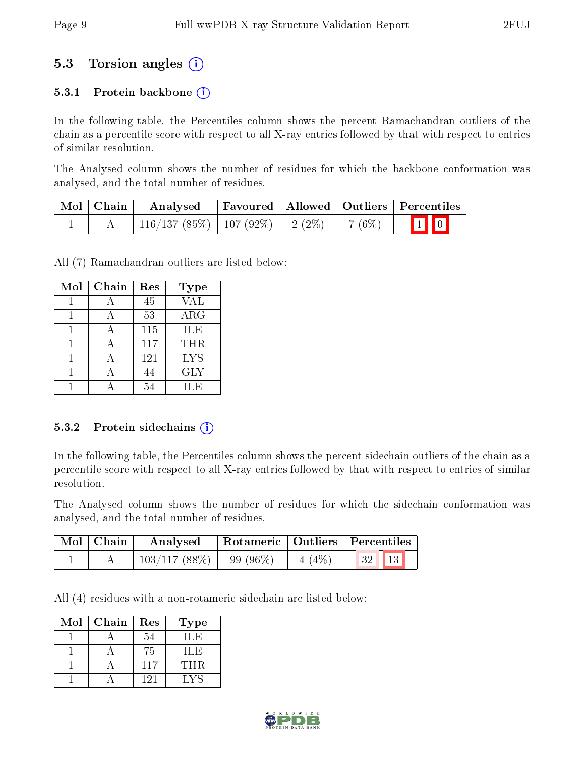## 5.3 Torsion angles

### 5.3.1 Protein backbone

In the following table, the Percentiles column shows the percent Ramachandran outliers of the chain as a percentile score with respect to all X-ray entries followed by that with respect to entries of similar resolution.

The Analysed column shows the number of residues for which the backbone conformation was analysed, and the total number of residues.

| Mol | Chain | Analysed | Favoured | Allowed | Outliers | Percentiles |
|---|---|---|---|---|---|---|
| 1 | A | 116/137 (85%) | 107 (92%) | 2 (2%) | 7 (6%) | 1 0 |

All (7) Ramachandran outliers are listed below:

| Mol | Chain | Res | Type |
|---|---|---|---|
| 1 | A | 45 | VAL |
| 1 | A | 53 | ARG |
| 1 | A | 115 | ILE |
| 1 | A | 117 | THR |
| 1 | A | 121 | LYS |
| 1 | A | 44 | GLY |
| 1 | A | 54 | ILE |

### 5.3.2 Protein sidechains

In the following table, the Percentiles column shows the percent sidechain outliers of the chain as a percentile score with respect to all X-ray entries followed by that with respect to entries of similar resolution.

The Analysed column shows the number of residues for which the sidechain conformation was analysed, and the total number of residues.

| Mol | Chain | Analysed | Rotameric | Outliers | Percentiles |
|---|---|---|---|---|---|
| 1 | A | 103/117 (88%) | 99 (96%) | 4 (4%) | 32 13 |

All (4) residues with a non-rotameric sidechain are listed below:

| Mol | Chain | Res | Type |
|---|---|---|---|
| 1 | A | 54 | ILE |
| 1 | A | 75 | ILE |
| 1 | A | 117 | THR |
| 1 | A | 121 | LYS |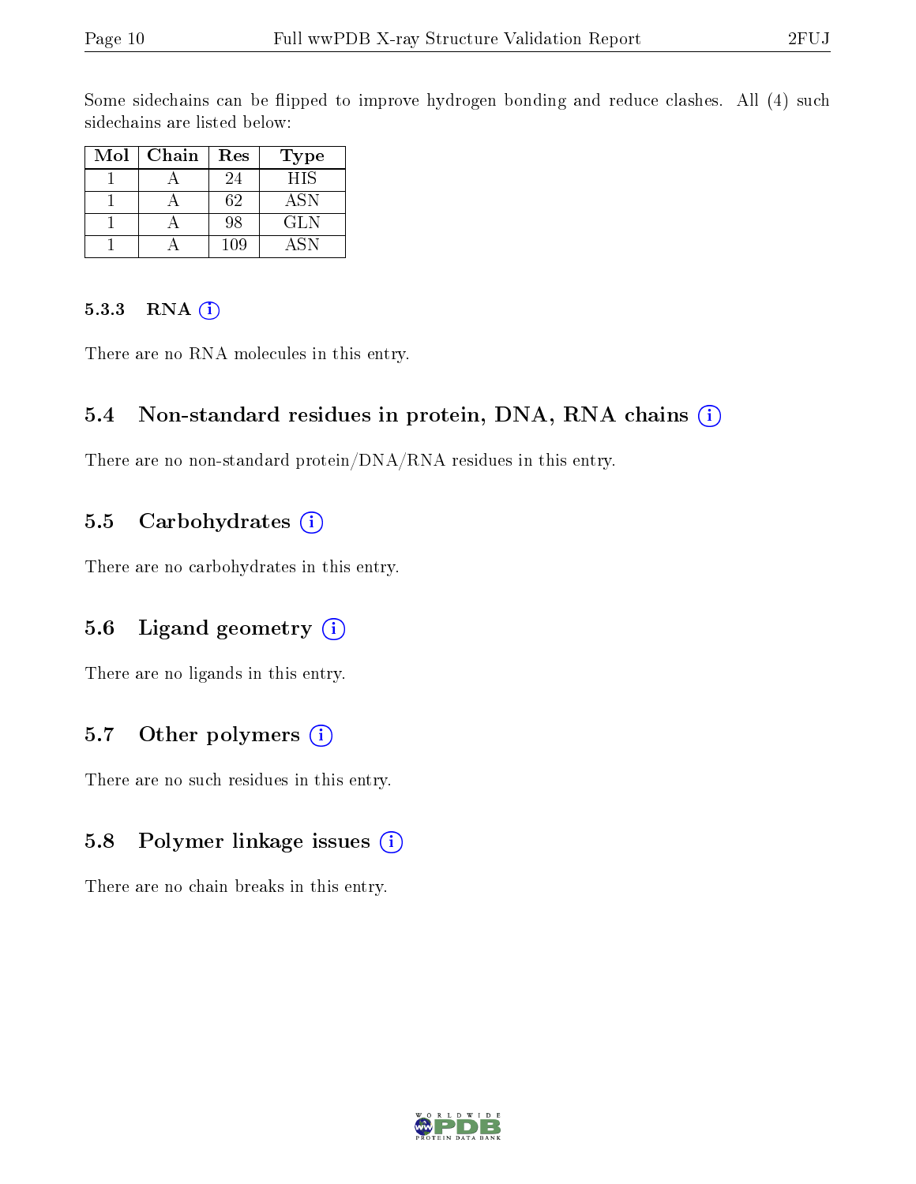Some sidechains can be flipped to improve hydrogen bonding and reduce clashes. All (4) such sidechains are listed below:

| Mol | Chain | Res | Type |
|---|---|---|---|
| 1 | A | 24 | HIS |
| 1 | A | 62 | ASN |
| 1 | A | 98 | GLN |
| 1 | A | 109 | ASN |

#### 5.3.3 RNA

There are no RNA molecules in this entry.

### 5.4 Non-standard residues in protein, DNA, RNA chains

There are no non-standard protein/DNA/RNA residues in this entry.

### 5.5 Carbohydrates

There are no carbohydrates in this entry.

### 5.6 Ligand geometry

There are no ligands in this entry.

### 5.7 Other polymers

There are no such residues in this entry.

### 5.8 Polymer linkage issues

There are no chain breaks in this entry.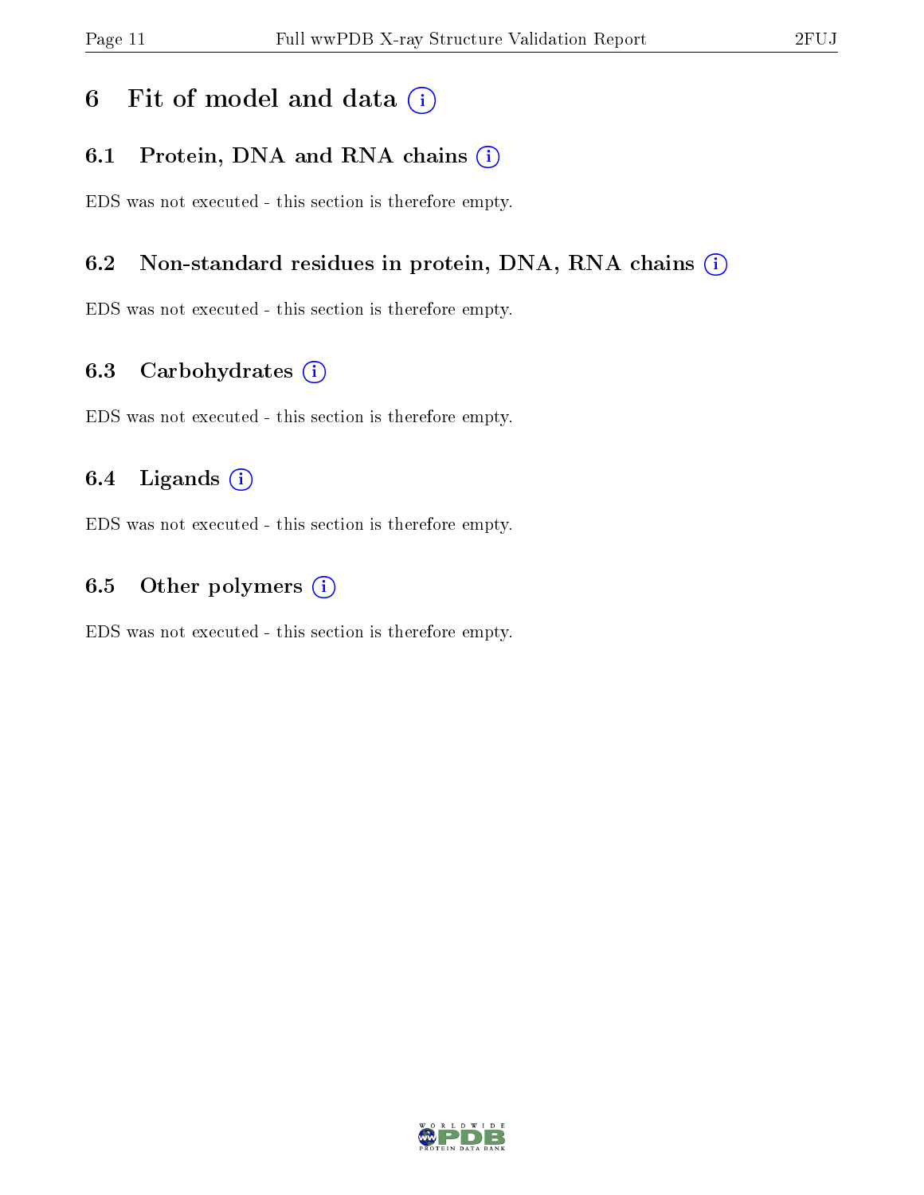# 6 Fit of model and data

## 6.1 Protein, DNA and RNA chains

EDS was not executed - this section is therefore empty.

## 6.2 Non-standard residues in protein, DNA, RNA chains

EDS was not executed - this section is therefore empty.

## 6.3 Carbohydrates

EDS was not executed - this section is therefore empty.

## 6.4 Ligands

EDS was not executed - this section is therefore empty.

## 6.5 Other polymers

EDS was not executed - this section is therefore empty.